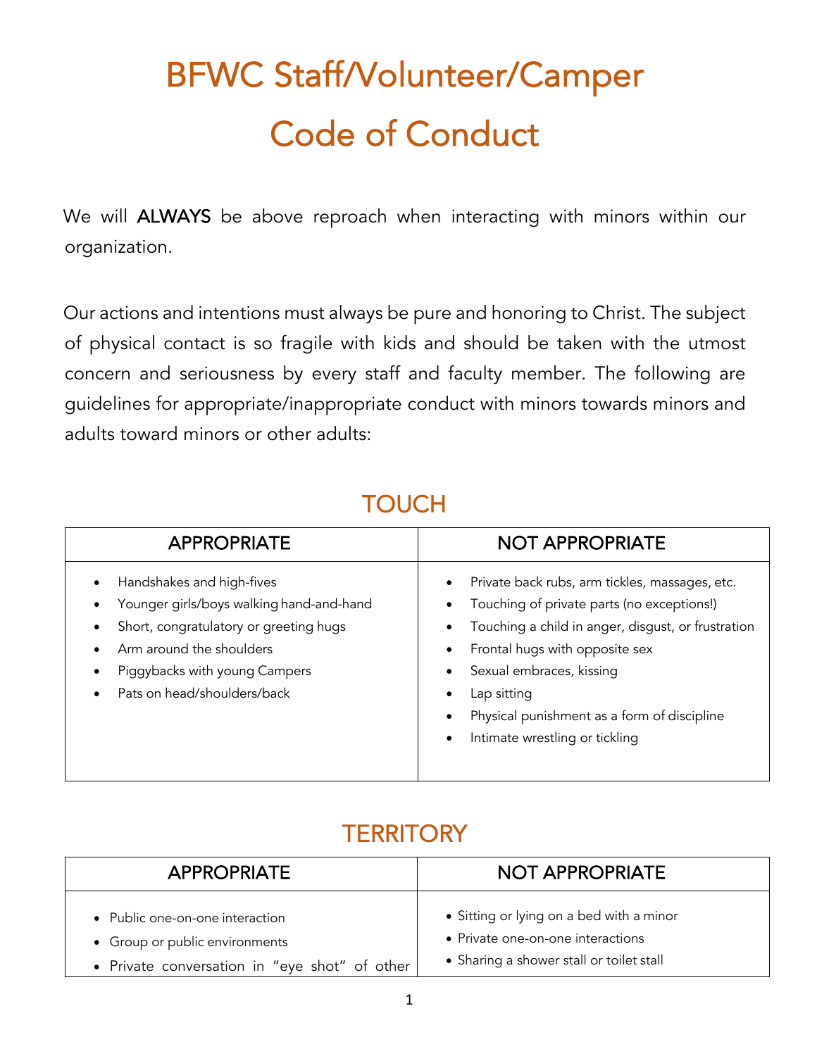# BFWC Staff/Volunteer/Camper Code of Conduct

We will **ALWAYS** be above reproach when interacting with minors within our organization.

Our actions and intentions must always be pure and honoring to Christ. The subject of physical contact is so fragile with kids and should be taken with the utmost concern and seriousness by every staff and faculty member. The following are guidelines for appropriate/inappropriate conduct with minors towards minors and adults toward minors or other adults:

## TOUCH

| APPROPRIATE | NOT APPROPRIATE |
|---|---|
| • Handshakes and high-fives<br>• Younger girls/boys walking hand-and-hand<br>• Short, congratulatory or greeting hugs<br>• Arm around the shoulders<br>• Piggybacks with young Campers<br>• Pats on head/shoulders/back | • Private back rubs, arm tickles, massages, etc.<br>• Touching of private parts (no exceptions!)<br>• Touching a child in anger, disgust, or frustration<br>• Frontal hugs with opposite sex<br>• Sexual embraces, kissing<br>• Lap sitting<br>• Physical punishment as a form of discipline<br>• Intimate wrestling or tickling |

## TERRITORY

| APPROPRIATE | NOT APPROPRIATE |
|---|---|
| • Public one-on-one interaction<br>• Group or public environments<br>• Private conversation in "eye shot" of other | • Sitting or lying on a bed with a minor<br>• Private one-on-one interactions<br>• Sharing a shower stall or toilet stall |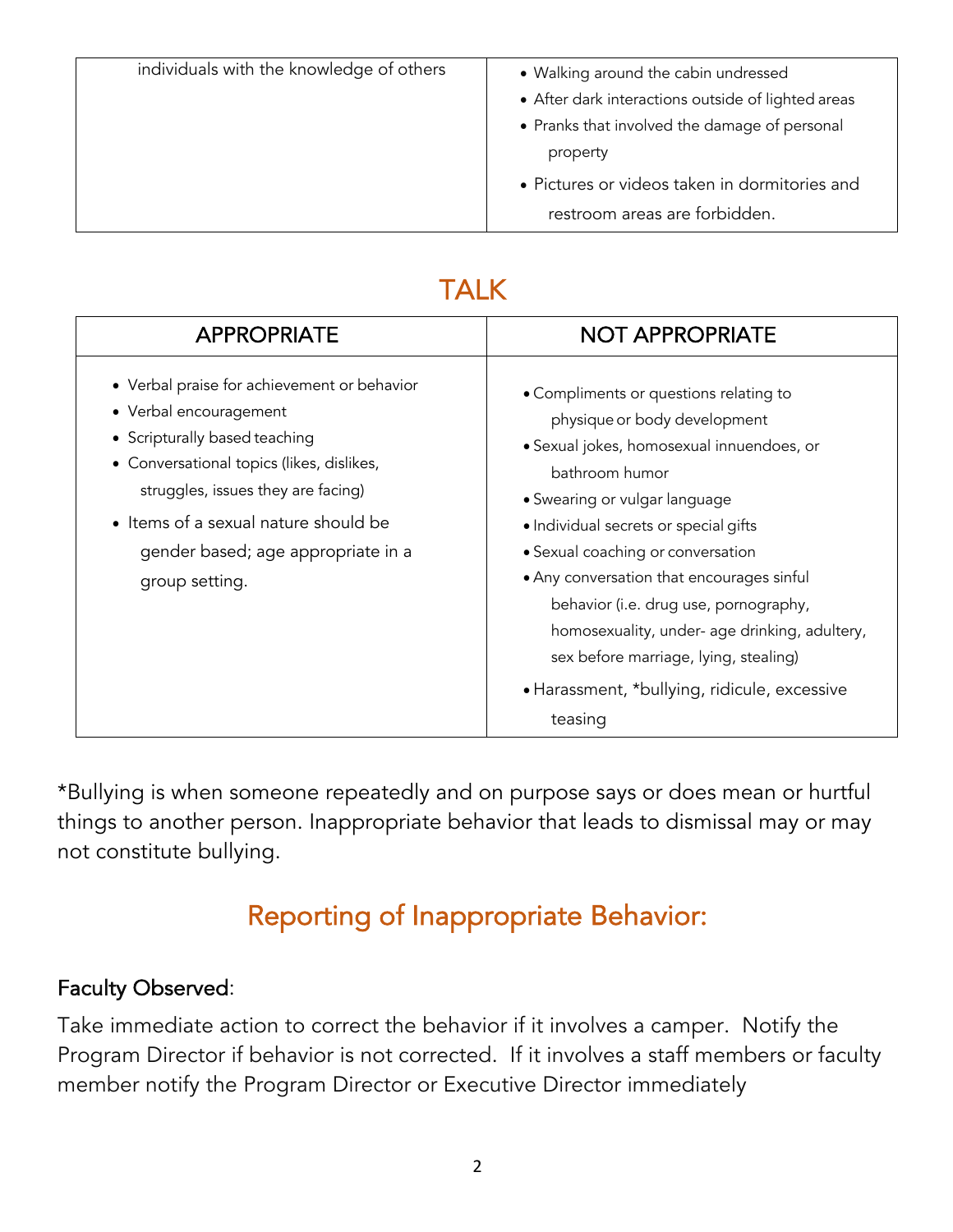| individuals with the knowledge of others | • Walking around the cabin undressed<br>• After dark interactions outside of lighted areas<br>• Pranks that involved the damage of personal property<br>• Pictures or videos taken in dormitories and restroom areas are forbidden. |
|---|---|

## TALK

| APPROPRIATE | NOT APPROPRIATE |
|---|---|
| • Verbal praise for achievement or behavior<br>• Verbal encouragement<br>• Scripturally based teaching<br>• Conversational topics (likes, dislikes, struggles, issues they are facing)<br>• Items of a sexual nature should be gender based; age appropriate in a group setting. | • Compliments or questions relating to physique or body development<br>• Sexual jokes, homosexual innuendoes, or bathroom humor<br>• Swearing or vulgar language<br>• Individual secrets or special gifts<br>• Sexual coaching or conversation<br>• Any conversation that encourages sinful behavior (i.e. drug use, pornography, homosexuality, under- age drinking, adultery, sex before marriage, lying, stealing)<br>• Harassment, *bullying, ridicule, excessive teasing |

*Bullying is when someone repeatedly and on purpose says or does mean or hurtful things to another person. Inappropriate behavior that leads to dismissal may or may not constitute bullying.

## Reporting of Inappropriate Behavior:

### Faculty Observed:

Take immediate action to correct the behavior if it involves a camper. Notify the Program Director if behavior is not corrected. If it involves a staff members or faculty member notify the Program Director or Executive Director immediately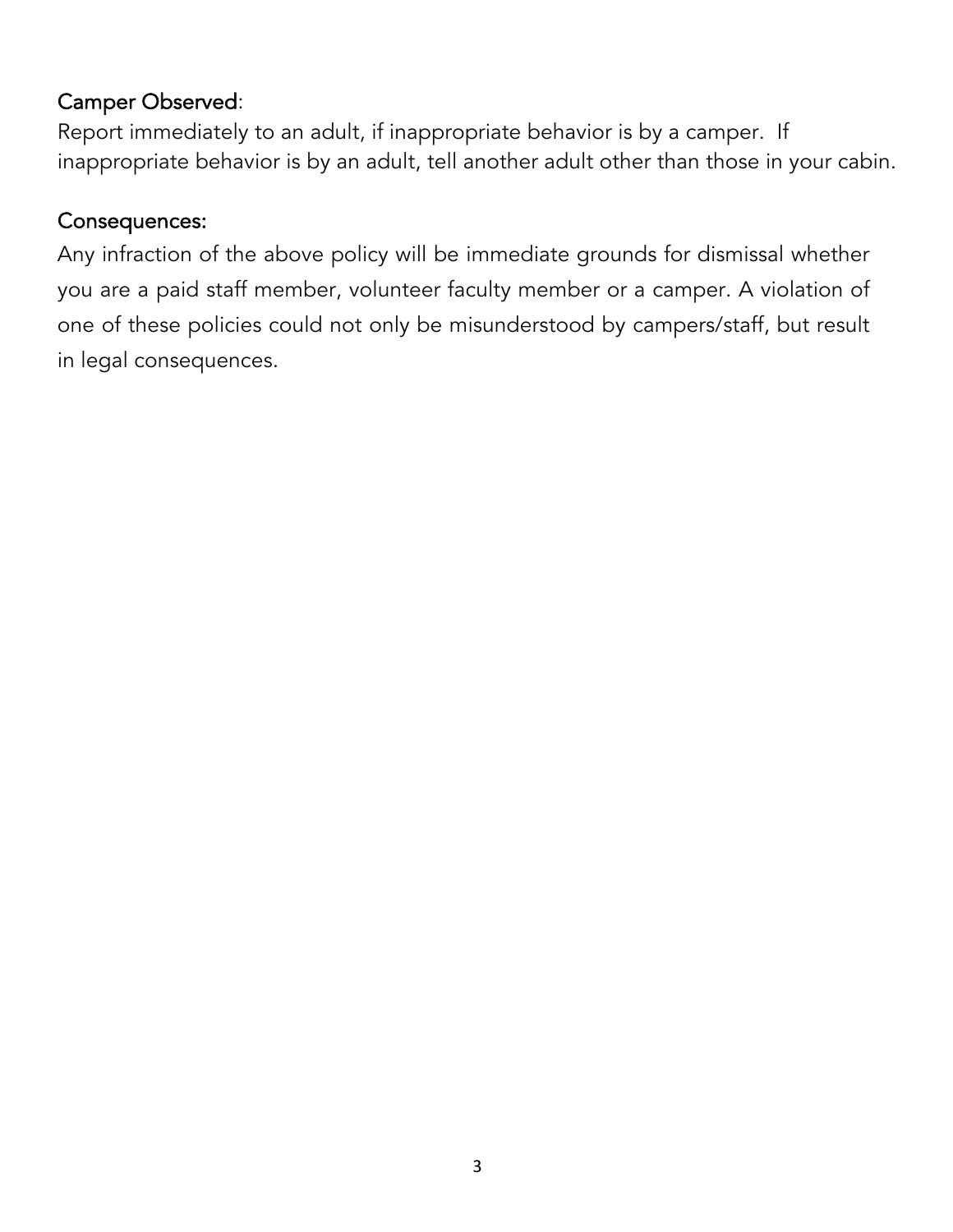## Camper Observed:

Report immediately to an adult, if inappropriate behavior is by a camper. If inappropriate behavior is by an adult, tell another adult other than those in your cabin.

## Consequences:

Any infraction of the above policy will be immediate grounds for dismissal whether you are a paid staff member, volunteer faculty member or a camper. A violation of one of these policies could not only be misunderstood by campers/staff, but result in legal consequences.